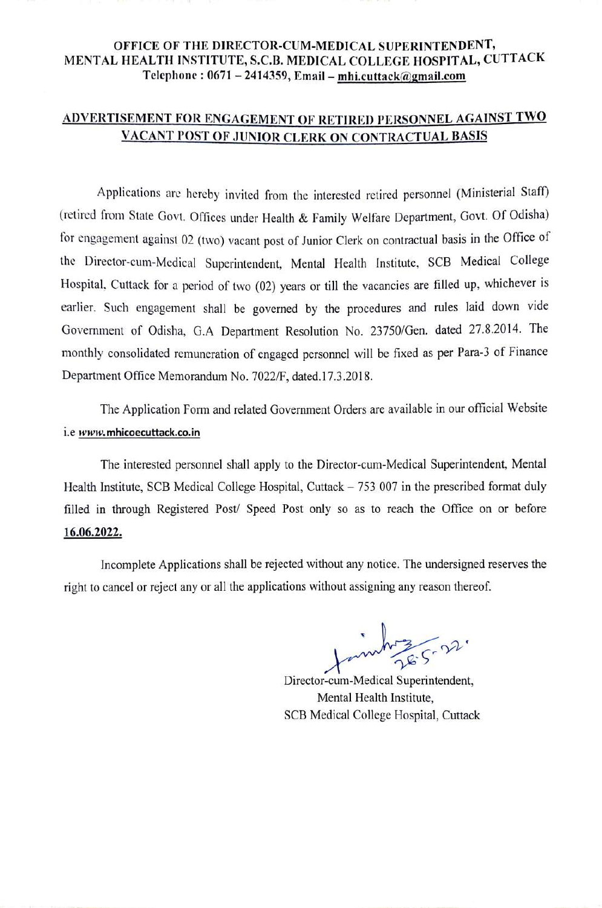**OFFICE OF THE DIRECTOR-CUM-MEDICAL SUPERINTENDENT, MENTAL HEALTH INSTITUTE, S.C.B. MEDICAL COLLEGE HOSPITAL, CUTTACK**
**Telephone : 0671 – 2414359, Email – mhi.cuttack@gmail.com**

## ADVERTISEMENT FOR ENGAGEMENT OF RETIRED PERSONNEL AGAINST TWO VACANT POST OF JUNIOR CLERK ON CONTRACTUAL BASIS

Applications are hereby invited from the interested retired personnel (Ministerial Staff) (retired from State Govt. Offices under Health & Family Welfare Department, Govt. Of Odisha) for engagement against 02 (two) vacant post of Junior Clerk on contractual basis in the Office of the Director-cum-Medical Superintendent, Mental Health Institute, SCB Medical College Hospital, Cuttack for a period of two (02) years or till the vacancies are filled up, whichever is earlier. Such engagement shall be governed by the procedures and rules laid down vide Government of Odisha, G.A Department Resolution No. 23750/Gen. dated 27.8.2014. The monthly consolidated remuneration of engaged personnel will be fixed as per Para-3 of Finance Department Office Memorandum No. 7022/F, dated.17.3.2018.

The Application Form and related Government Orders are available in our official Website i.e *www.mhicoecuttack.co.in*

The interested personnel shall apply to the Director-cum-Medical Superintendent, Mental Health Institute, SCB Medical College Hospital, Cuttack – 753 007 in the prescribed format duly filled in through Registered Post/ Speed Post only so as to reach the Office on or before **16.06.2022.**

Incomplete Applications shall be rejected without any notice. The undersigned reserves the right to cancel or reject any or all the applications without assigning any reason thereof.

28.5.22.

Director-cum-Medical Superintendent,
Mental Health Institute,
SCB Medical College Hospital, Cuttack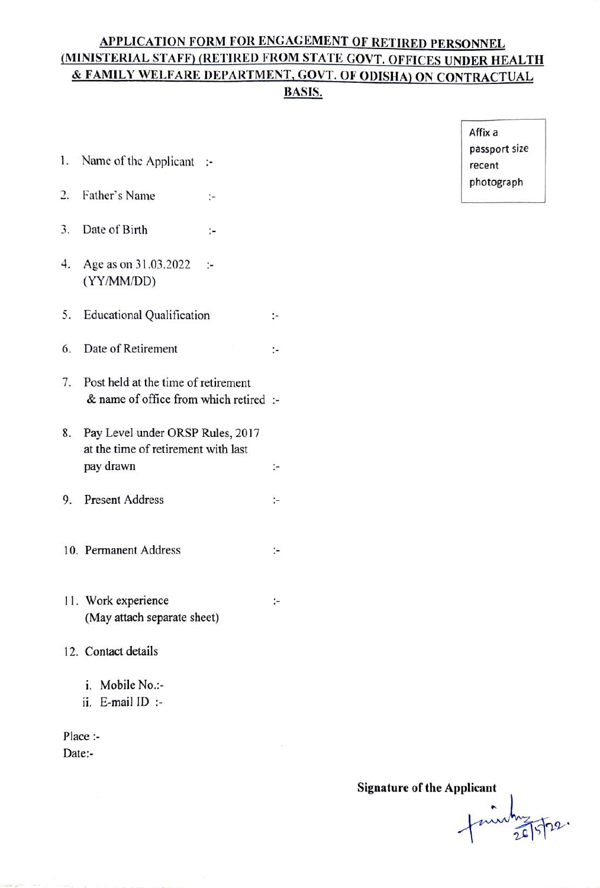**APPLICATION FORM FOR ENGAGEMENT OF RETIRED PERSONNEL (MINISTERIAL STAFF) (RETIRED FROM STATE GOVT. OFFICES UNDER HEALTH & FAMILY WELFARE DEPARTMENT, GOVT. OF ODISHA) ON CONTRACTUAL BASIS.**

Affix a passport size recent photograph

1. Name of the Applicant :-
2. Father's Name :-
3. Date of Birth :-
4. Age as on 31.03.2022 :- (YY/MM/DD)
5. Educational Qualification :-
6. Date of Retirement :-
7. Post held at the time of retirement & name of office from which retired :-
8. Pay Level under ORSP Rules, 2017 at the time of retirement with last pay drawn :-
9. Present Address :-
10. Permanent Address :-
11. Work experience :- (May attach separate sheet)
12. Contact details
    - i. Mobile No.:-
    - ii. E-mail ID :-

Place :-
Date:-

**Signature of the Applicant**

26/5/22.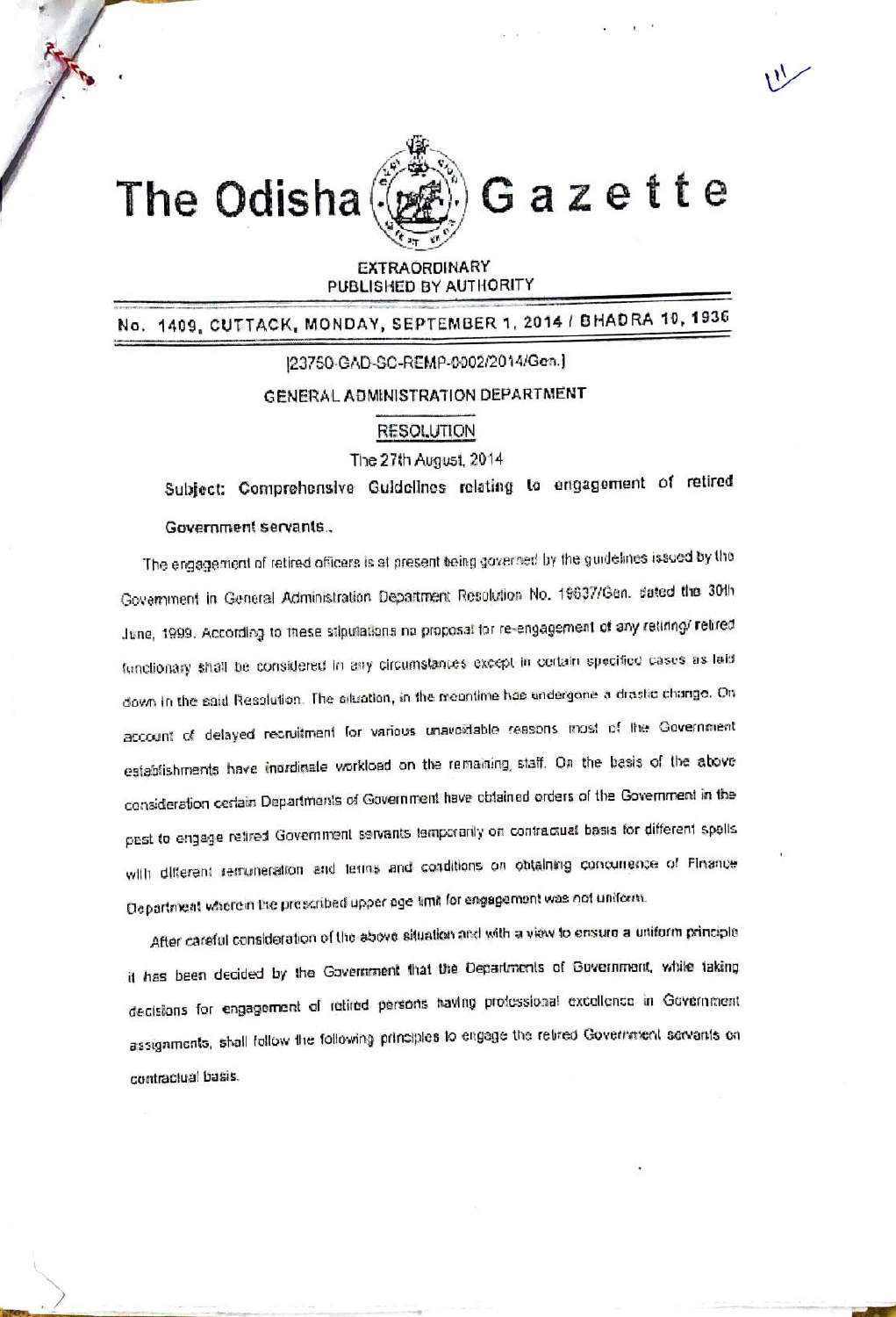# The Odisha Gazette

**EXTRAORDINARY**
**PUBLISHED BY AUTHORITY**

**No. 1409, CUTTACK, MONDAY, SEPTEMBER 1, 2014 / BHADRA 10, 1936**

[23750-GAD-SC-REMP-0002/2014/Gen.]

GENERAL ADMINISTRATION DEPARTMENT

RESOLUTION

The 27th August, 2014

**Subject: Comprehensive Guidelines relating to engagement of retired Government servants.**

The engagement of retired officers is at present being governed by the guidelines issued by the Government in General Administration Department Resolution No. 19637/Gen. dated the 30th June, 1999. According to these stipulations no proposal for re-engagement of any retiring/ retired functionary shall be considered in any circumstances except in certain specified cases as laid down in the said Resolution. The situation, in the meantime has undergone a drastic change. On account of delayed recruitment for various unavoidable reasons most of the Government establishments have inordinate workload on the remaining staff. On the basis of the above consideration certain Departments of Government have obtained orders of the Government in the past to engage retired Government servants temporarily on contractual basis for different spells with different remuneration and terms and conditions on obtaining concurrence of Finance Department wherein the prescribed upper age limit for engagement was not uniform.

After careful consideration of the above situation and with a view to ensure a uniform principle it has been decided by the Government that the Departments of Government, while taking decisions for engagement of retired persons having professional excellence in Government assignments, shall follow the following principles to engage the retired Government servants on contractual basis.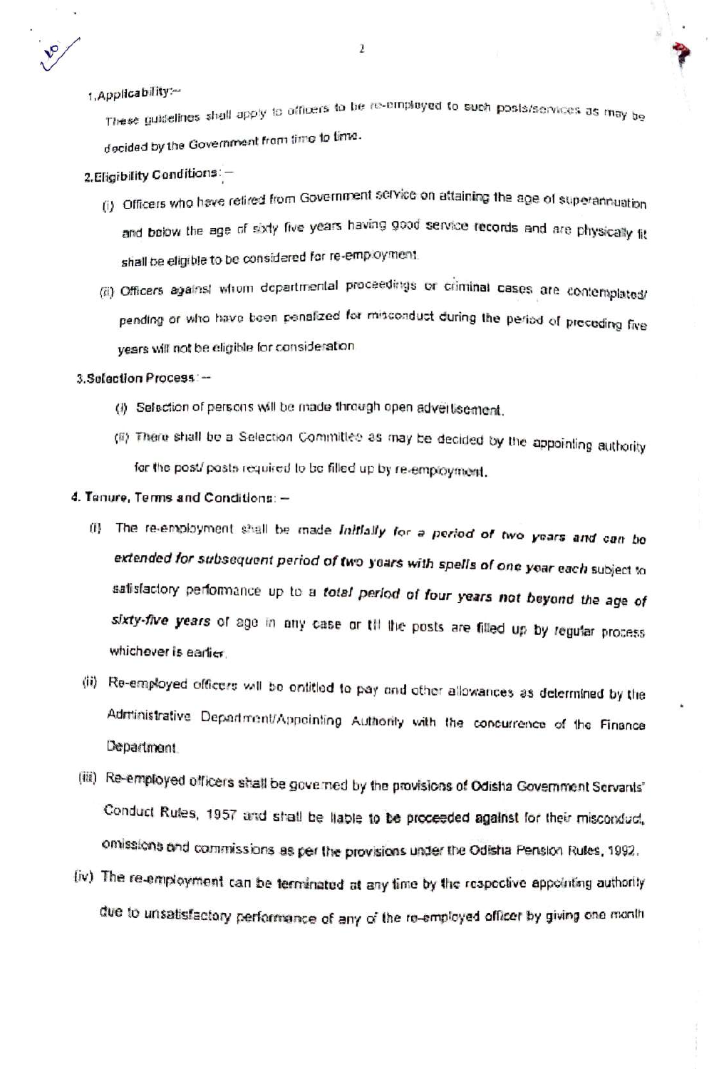1. Applicability:–

These guidelines shall apply to officers to be re-employed to such posts/services as may be decided by the Government from time to time.

2. Eligibility Conditions: –

(i) Officers who have retired from Government service on attaining the age of superannuation and below the age of sixty five years having good service records and are physically fit shall be eligible to be considered for re-employment.

(ii) Officers against whom departmental proceedings or criminal cases are contemplated/ pending or who have been penalized for misconduct during the period of preceding five years will not be eligible for consideration.

3. Selection Process: –

(i) Selection of persons will be made through open advertisement.

(ii) There shall be a Selection Committee as may be decided by the appointing authority for the post/ posts required to be filled up by re-employment.

**4. Tenure, Terms and Conditions: –**

(i) The re-employment shall be made ***initially for a period of two years and can be extended for subsequent period of two years with spells of one year each*** subject to satisfactory performance up to a ***total period of four years not beyond the age of sixty-five years*** of age in any case or till the posts are filled up by regular process whichever is earlier.

(ii) Re-employed officers will be entitled to pay and other allowances as determined by the Administrative Department/Appointing Authority with the concurrence of the Finance Department.

(iii) Re-employed officers shall be governed by the provisions of Odisha Government Servants' Conduct Rules, 1957 and shall be liable to be proceeded against for their misconduct, omissions and commissions as per the provisions under the Odisha Pension Rules, 1992.

(iv) The re-employment can be terminated at any time by the respective appointing authority due to unsatisfactory performance of any of the re-employed officer by giving one month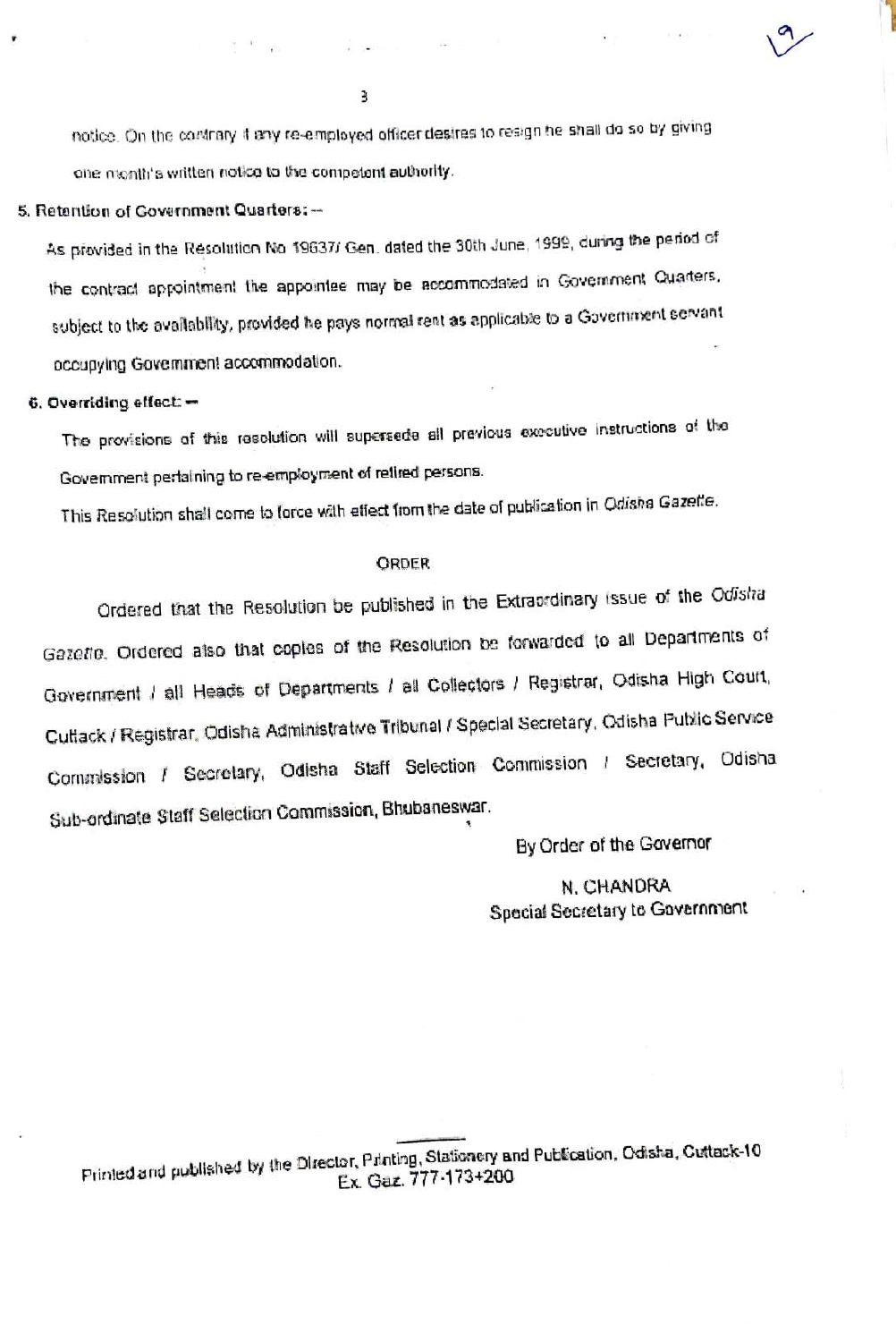notice. On the contrary if any re-employed officer desires to resign he shall do so by giving one month's written notice to the competent authority.

**5. Retention of Government Quarters: —**

As provided in the Resolution No 19637/ Gen. dated the 30th June, 1999, during the period of the contract appointment the appointee may be accommodated in Government Quarters, subject to the availability, provided he pays normal rent as applicable to a Government servant occupying Government accommodation.

**6. Overriding effect: —**

The provisions of this resolution will supersede all previous executive instructions of the Government pertaining to re-employment of retired persons.

This Resolution shall come to force with effect from the date of publication in *Odisha Gazette*.

ORDER

Ordered that the Resolution be published in the Extraordinary issue of the *Odisha Gazette*. Ordered also that copies of the Resolution be forwarded to all Departments of Government / all Heads of Departments / all Collectors / Registrar, Odisha High Court, Cuttack / Registrar, Odisha Administrative Tribunal / Special Secretary, Odisha Public Service Commission / Secretary, Odisha Staff Selection Commission / Secretary, Odisha Sub-ordinate Staff Selection Commission, Bhubaneswar.

By Order of the Governor

N. CHANDRA
Special Secretary to Government

Printed and published by the Director, Printing, Stationery and Publication, Odisha, Cuttack-10
Ex. Gaz. 777-173+200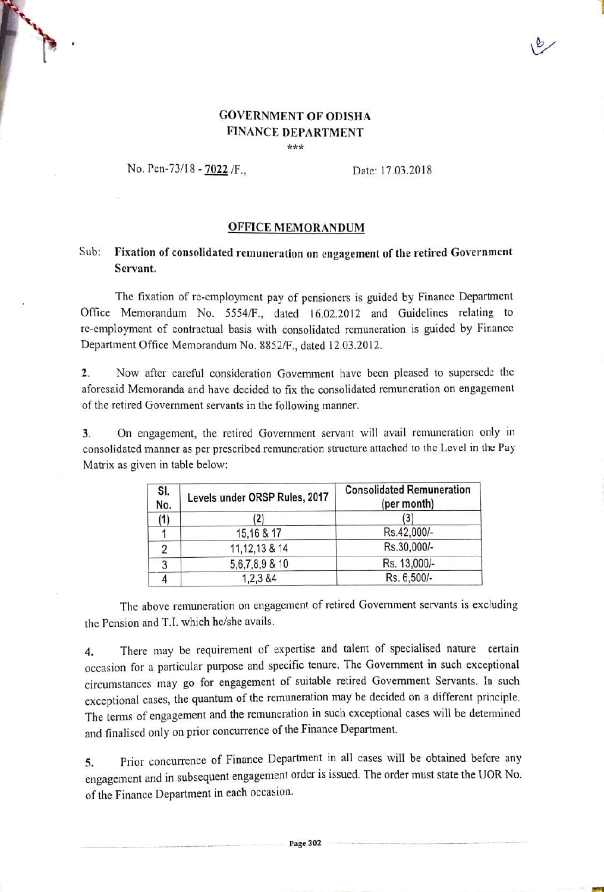**GOVERNMENT OF ODISHA**
**FINANCE DEPARTMENT**

\*\*\*

No. Pen-73/18 - 7022 /F., Date: 17.03.2018

## OFFICE MEMORANDUM

Sub: **Fixation of consolidated remuneration on engagement of the retired Government Servant.**

The fixation of re-employment pay of pensioners is guided by Finance Department Office Memorandum No. 5554/F., dated 16.02.2012 and Guidelines relating to re-employment of contractual basis with consolidated remuneration is guided by Finance Department Office Memorandum No. 8852/F., dated 12.03.2012.

2. Now after careful consideration Government have been pleased to supersede the aforesaid Memoranda and have decided to fix the consolidated remuneration on engagement of the retired Government servants in the following manner.

3. On engagement, the retired Government servant will avail remuneration only in consolidated manner as per prescribed remuneration structure attached to the Level in the Pay Matrix as given in table below:

| Sl. No. | Levels under ORSP Rules, 2017 | Consolidated Remuneration (per month) |
|---|---|---|
| (1) | (2) | (3) |
| 1 | 15,16 & 17 | Rs.42,000/- |
| 2 | 11,12,13 & 14 | Rs.30,000/- |
| 3 | 5,6,7,8,9 & 10 | Rs. 13,000/- |
| 4 | 1,2,3 &4 | Rs. 6,500/- |

The above remuneration on engagement of retired Government servants is excluding the Pension and T.I. which he/she avails.

4. There may be requirement of expertise and talent of specialised nature certain occasion for a particular purpose and specific tenure. The Government in such exceptional circumstances may go for engagement of suitable retired Government Servants. In such exceptional cases, the quantum of the remuneration may be decided on a different principle. The terms of engagement and the remuneration in such exceptional cases will be determined and finalised only on prior concurrence of the Finance Department.

5. Prior concurrence of Finance Department in all cases will be obtained before any engagement and in subsequent engagement order is issued. The order must state the UOR No. of the Finance Department in each occasion.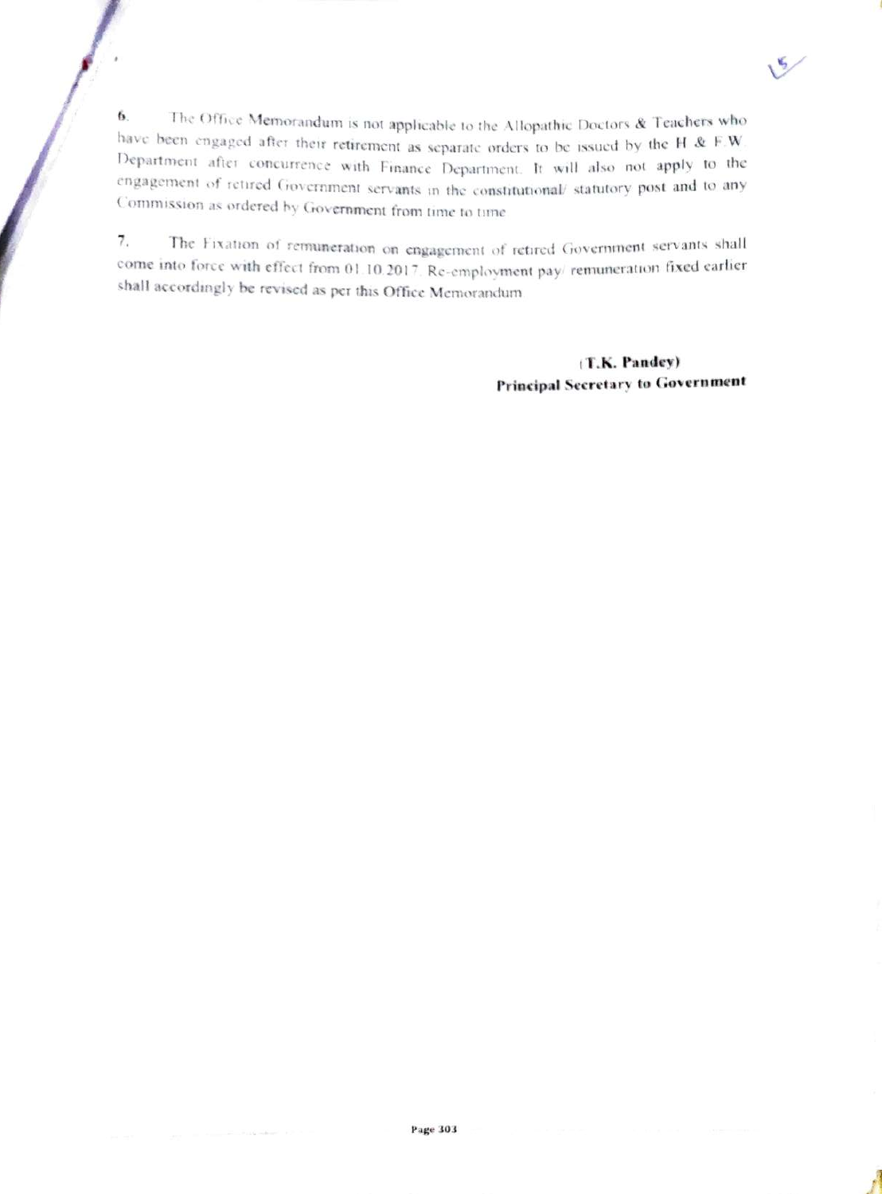6. The Office Memorandum is not applicable to the Allopathic Doctors & Teachers who have been engaged after their retirement as separate orders to be issued by the H & F.W. Department after concurrence with Finance Department. It will also not apply to the engagement of retired Government servants in the constitutional/ statutory post and to any Commission as ordered by Government from time to time

7. The Fixation of remuneration on engagement of retired Government servants shall come into force with effect from 01.10.2017. Re-employment pay/ remuneration fixed earlier shall accordingly be revised as per this Office Memorandum

**(T.K. Pandey)**
**Principal Secretary to Government**